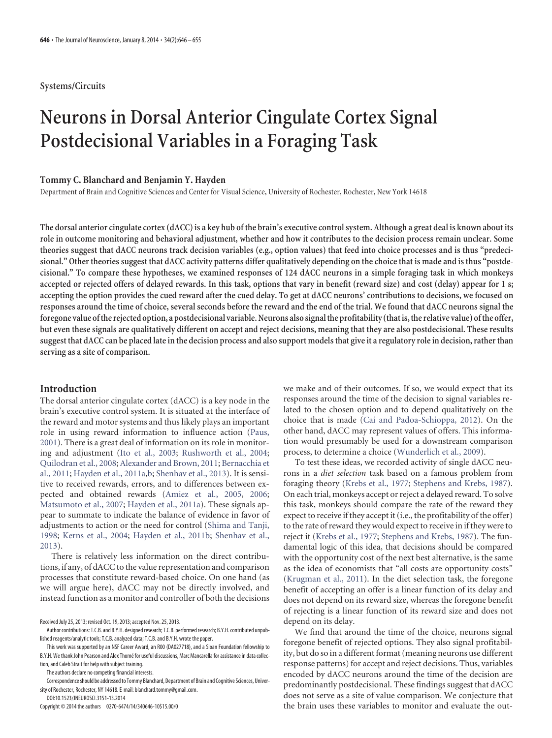Systems/Circuits

# Neurons in Dorsal Anterior Cingulate Cortex Signal Postdecisional Variables in a Foraging Task

**Tommy C. Blanchard and Benjamin Y. Hayden**

Department of Brain and Cognitive Sciences and Center for Visual Science, University of Rochester, Rochester, New York 14618

**The dorsal anterior cingulate cortex (dACC) is a key hub of the brain's executive control system. Although a great deal is known about its role in outcome monitoring and behavioral adjustment, whether and how it contributes to the decision process remain unclear. Some theories suggest that dACC neurons track decision variables (e.g., option values) that feed into choice processes and is thus "predecisional." Other theories suggest that dACC activity patterns differ qualitatively depending on the choice that is made and is thus "postdecisional." To compare these hypotheses, we examined responses of 124 dACC neurons in a simple foraging task in which monkeys accepted or rejected offers of delayed rewards. In this task, options that vary in benefit (reward size) and cost (delay) appear for 1 s; accepting the option provides the cued reward after the cued delay. To get at dACC neurons' contributions to decisions, we focused on responses around the time of choice, several seconds before the reward and the end of the trial. We found that dACC neurons signal the foregone value of the rejected option, a postdecisional variable. Neurons also signal the profitability (that is, the relative value) of the offer, but even these signals are qualitatively different on accept and reject decisions, meaning that they are also postdecisional. These results suggest that dACC can be placed late in the decision process and also support models that give it a regulatory role in decision, rather than serving as a site of comparison.**

## Introduction

The dorsal anterior cingulate cortex (dACC) is a key node in the brain's executive control system. It is situated at the interface of the reward and motor systems and thus likely plays an important role in using reward information to influence action (Paus, 2001). There is a great deal of information on its role in monitoring and adjustment (Ito et al., 2003; Rushworth et al., 2004; Quilodran et al., 2008; Alexander and Brown, 2011; Bernacchia et al., 2011; Hayden et al., 2011a,b; Shenhav et al., 2013). It is sensitive to received rewards, errors, and to differences between expected and obtained rewards (Amiez et al., 2005, 2006; Matsumoto et al., 2007; Hayden et al., 2011a). These signals appear to summate to indicate the balance of evidence in favor of adjustments to action or the need for control (Shima and Tanji, 1998; Kerns et al., 2004; Hayden et al., 2011b; Shenhav et al., 2013).

There is relatively less information on the direct contributions, if any, of dACC to the value representation and comparison processes that constitute reward-based choice. On one hand (as we will argue here), dACC may not be directly involved, and instead function as a monitor and controller of both the decisions we make and of their outcomes. If so, we would expect that its responses around the time of the decision to signal variables related to the chosen option and to depend qualitatively on the choice that is made (Cai and Padoa-Schioppa, 2012). On the other hand, dACC may represent values of offers. This information would presumably be used for a downstream comparison process, to determine a choice (Wunderlich et al., 2009).

To test these ideas, we recorded activity of single dACC neurons in a *diet selection* task based on a famous problem from foraging theory (Krebs et al., 1977; Stephens and Krebs, 1987). On each trial, monkeys accept or reject a delayed reward. To solve this task, monkeys should compare the rate of the reward they expect to receive if they accept it (i.e., the profitability of the offer) to the rate of reward they would expect to receive in if they were to reject it (Krebs et al., 1977; Stephens and Krebs, 1987). The fundamental logic of this idea, that decisions should be compared with the opportunity cost of the next best alternative, is the same as the idea of economists that "all costs are opportunity costs" (Krugman et al., 2011). In the diet selection task, the foregone benefit of accepting an offer is a linear function of its delay and does not depend on its reward size, whereas the foregone benefit of rejecting is a linear function of its reward size and does not depend on its delay.

We find that around the time of the choice, neurons signal foregone benefit of rejected options. They also signal profitability, but do so in a different format (meaning neurons use different response patterns) for accept and reject decisions. Thus, variables encoded by dACC neurons around the time of the decision are predominantly postdecisional. These findings suggest that dACC does not serve as a site of value comparison. We conjecture that the brain uses these variables to monitor and evaluate the out-

Received July 25, 2013; revised Oct. 19, 2013; accepted Nov. 25, 2013.

Author contributions: T.C.B. and B.Y.H. designed research; T.C.B. performed research; B.Y.H. contributed unpublished reagents/analytic tools; T.C.B. analyzed data; T.C.B. and B.Y.H. wrote the paper.

This work was supported by an NSF Career Award, an R00 (DA027718), and a Sloan Foundation fellowship to B.Y.H. We thank John Pearson and Alex Thomé for useful discussions, Marc Mancarella for assistance in data collection, and Caleb Strait for help with subject training.

The authors declare no competing financial interests.

Correspondence should be addressed to Tommy Blanchard, Department of Brain and Cognitive Sciences, University of Rochester, Rochester, NY 14618. E-mail: blanchard.tommy@gmail.com.

DOI:10.1523/JNEUROSCI.3151-13.2014

Copyright © 2014 the authors 0270-6474/14/340646-10$15.00/0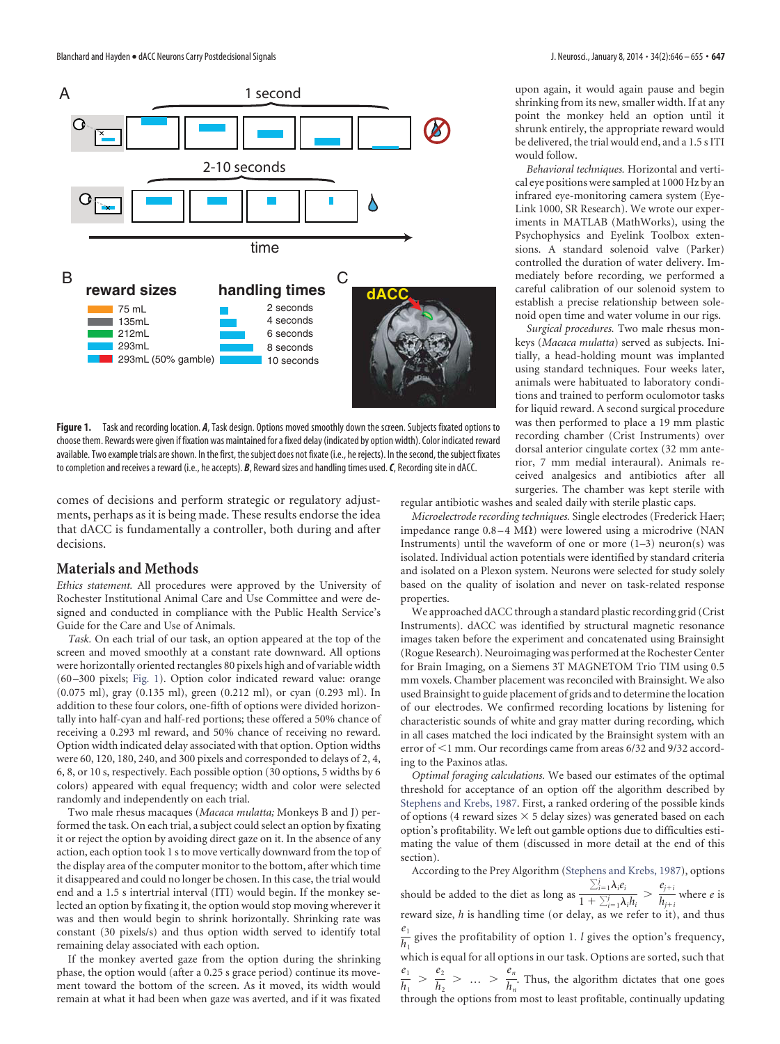**Figure 1.** Task and recording location. ***A***, Task design. Options moved smoothly down the screen. Subjects fixated options to choose them. Rewards were given if fixation was maintained for a fixed delay (indicated by option width). Color indicated reward available. Two example trials are shown. In the first, the subject does not fixate (i.e., he rejects). In the second, the subject fixates to completion and receives a reward (i.e., he accepts). ***B***, Reward sizes and handling times used. ***C***, Recording site in dACC.

comes of decisions and perform strategic or regulatory adjustments, perhaps as it is being made. These results endorse the idea that dACC is fundamentally a controller, both during and after decisions.

## Materials and Methods

*Ethics statement.* All procedures were approved by the University of Rochester Institutional Animal Care and Use Committee and were designed and conducted in compliance with the Public Health Service's Guide for the Care and Use of Animals.

*Task.* On each trial of our task, an option appeared at the top of the screen and moved smoothly at a constant rate downward. All options were horizontally oriented rectangles 80 pixels high and of variable width (60–300 pixels; Fig. 1). Option color indicated reward value: orange (0.075 ml), gray (0.135 ml), green (0.212 ml), or cyan (0.293 ml). In addition to these four colors, one-fifth of options were divided horizontally into half-cyan and half-red portions; these offered a 50% chance of receiving a 0.293 ml reward, and 50% chance of receiving no reward. Option width indicated delay associated with that option. Option widths were 60, 120, 180, 240, and 300 pixels and corresponded to delays of 2, 4, 6, 8, or 10 s, respectively. Each possible option (30 options, 5 widths by 6 colors) appeared with equal frequency; width and color were selected randomly and independently on each trial.

Two male rhesus macaques (*Macaca mulatta;* Monkeys B and J) performed the task. On each trial, a subject could select an option by fixating it or reject the option by avoiding direct gaze on it. In the absence of any action, each option took 1 s to move vertically downward from the top of the display area of the computer monitor to the bottom, after which time it disappeared and could no longer be chosen. In this case, the trial would end and a 1.5 s intertrial interval (ITI) would begin. If the monkey selected an option by fixating it, the option would stop moving wherever it was and then would begin to shrink horizontally. Shrinking rate was constant (30 pixels/s) and thus option width served to identify total remaining delay associated with each option.

If the monkey averted gaze from the option during the shrinking phase, the option would (after a 0.25 s grace period) continue its movement toward the bottom of the screen. As it moved, its width would remain at what it had been when gaze was averted, and if it was fixated upon again, it would again pause and begin shrinking from its new, smaller width. If at any point the monkey held an option until it shrunk entirely, the appropriate reward would be delivered, the trial would end, and a 1.5 s ITI would follow.

*Behavioral techniques.* Horizontal and vertical eye positions were sampled at 1000 Hz by an infrared eye-monitoring camera system (EyeLink 1000, SR Research). We wrote our experiments in MATLAB (MathWorks), using the Psychophysics and Eyelink Toolbox extensions. A standard solenoid valve (Parker) controlled the duration of water delivery. Immediately before recording, we performed a careful calibration of our solenoid system to establish a precise relationship between solenoid open time and water volume in our rigs.

*Surgical procedures.* Two male rhesus monkeys (*Macaca mulatta*) served as subjects. Initially, a head-holding mount was implanted using standard techniques. Four weeks later, animals were habituated to laboratory conditions and trained to perform oculomotor tasks for liquid reward. A second surgical procedure was then performed to place a 19 mm plastic recording chamber (Crist Instruments) over dorsal anterior cingulate cortex (32 mm anterior, 7 mm medial interaural). Animals received analgesics and antibiotics after all surgeries. The chamber was kept sterile with regular antibiotic washes and sealed daily with sterile plastic caps.

*Microelectrode recording techniques.* Single electrodes (Frederick Haer; impedance range 0.8–4 MΩ) were lowered using a microdrive (NAN Instruments) until the waveform of one or more (1–3) neuron(s) was isolated. Individual action potentials were identified by standard criteria and isolated on a Plexon system. Neurons were selected for study solely based on the quality of isolation and never on task-related response properties.

We approached dACC through a standard plastic recording grid (Crist Instruments). dACC was identified by structural magnetic resonance images taken before the experiment and concatenated using Brainsight (Rogue Research). Neuroimaging was performed at the Rochester Center for Brain Imaging, on a Siemens 3T MAGNETOM Trio TIM using 0.5 mm voxels. Chamber placement was reconciled with Brainsight. We also used Brainsight to guide placement of grids and to determine the location of our electrodes. We confirmed recording locations by listening for characteristic sounds of white and gray matter during recording, which in all cases matched the loci indicated by the Brainsight system with an error of <1 mm. Our recordings came from areas 6/32 and 9/32 according to the Paxinos atlas.

*Optimal foraging calculations.* We based our estimates of the optimal threshold for acceptance of an option off the algorithm described by Stephens and Krebs, 1987. First, a ranked ordering of the possible kinds of options (4 reward sizes × 5 delay sizes) was generated based on each option's profitability. We left out gamble options due to difficulties estimating the value of them (discussed in more detail at the end of this section).

According to the Prey Algorithm (Stephens and Krebs, 1987), options should be added to the diet as long as $\frac{\sum_{i=1}^{j}\lambda_i e_i}{1+\sum_{i=1}^{j}\lambda_i h_i} > \frac{e_{j+i}}{h_{j+i}}$ where $e$ is reward size, $h$ is handling time (or delay, as we refer to it), and thus $\frac{e_1}{h_1}$ gives the profitability of option 1. $l$ gives the option's frequency, which is equal for all options in our task. Options are sorted, such that $\frac{e_1}{h_1} > \frac{e_2}{h_2} > \ldots > \frac{e_n}{h_n}$. Thus, the algorithm dictates that one goes through the options from most to least profitable, continually updating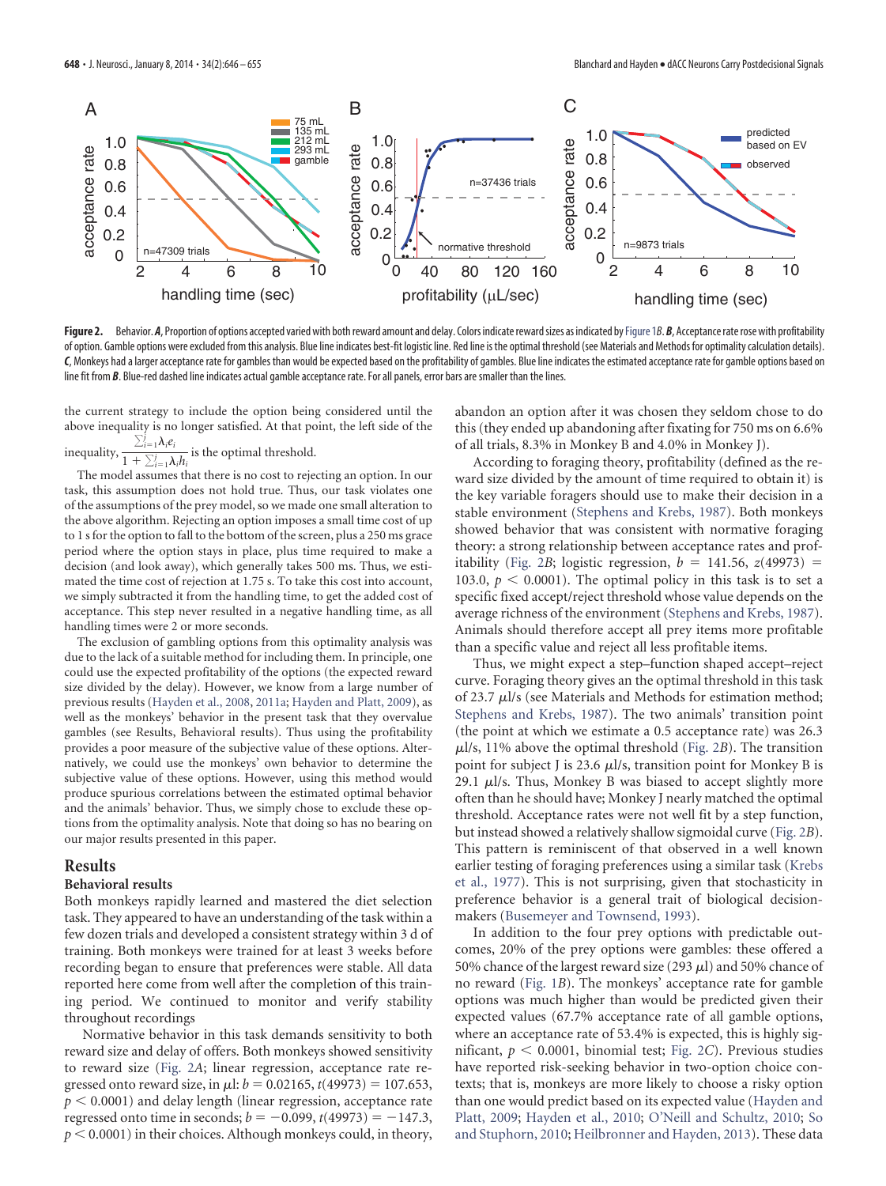Figure 2. Behavior. ***A***, Proportion of options accepted varied with both reward amount and delay. Colors indicate reward sizes as indicated by Figure 1*B*. ***B***, Acceptance rate rose with profitability of option. Gamble options were excluded from this analysis. Blue line indicates best-fit logistic line. Red line is the optimal threshold (see Materials and Methods for optimality calculation details). ***C***, Monkeys had a larger acceptance rate for gambles than would be expected based on the profitability of gambles. Blue line indicates the estimated acceptance rate for gamble options based on line fit from ***B***. Blue-red dashed line indicates actual gamble acceptance rate. For all panels, error bars are smaller than the lines.

the current strategy to include the option being considered until the above inequality is no longer satisfied. At that point, the left side of the inequality, $\frac{\sum_{i=1}^{j}\lambda_i e_i}{1+\sum_{i=1}^{j}\lambda_i h_i}$ is the optimal threshold.

The model assumes that there is no cost to rejecting an option. In our task, this assumption does not hold true. Thus, our task violates one of the assumptions of the prey model, so we made one small alteration to the above algorithm. Rejecting an option imposes a small time cost of up to 1 s for the option to fall to the bottom of the screen, a 250 ms grace period where the option stays in place, plus time required to make a decision (and look away), which generally takes 500 ms. Thus, we estimated the time cost of rejection at 1.75 s. To take this cost into account, we simply subtracted it from the handling time, to get the added cost of acceptance. This step never resulted in a negative handling time, as all handling times were 2 or more seconds.

The exclusion of gambling options from this optimality analysis was due to the lack of a suitable method for including them. In principle, one could use the expected profitability of the options (the expected reward size divided by the delay). However, we know from a large number of previous results (Hayden et al., 2008, 2011a; Hayden and Platt, 2009), as well as the monkeys' behavior in the present task that they overvalue gambles (see Results, Behavioral results). Thus using the profitability provides a poor measure of the subjective value of these options. Alternatively, we could use the monkeys' own behavior to determine the subjective value of these options. However, using this method would produce spurious correlations between the estimated optimal behavior and the animals' behavior. Thus, we simply chose to exclude these options from the optimality analysis. Note that doing so has no bearing on our major results presented in this paper.

## Results

### Behavioral results

Both monkeys rapidly learned and mastered the diet selection task. They appeared to have an understanding of the task within a few dozen trials and developed a consistent strategy within 3 d of training. Both monkeys were trained for at least 3 weeks before recording began to ensure that preferences were stable. All data reported here come from well after the completion of this training period. We continued to monitor and verify stability throughout recordings

Normative behavior in this task demands sensitivity to both reward size and delay of offers. Both monkeys showed sensitivity to reward size (Fig. 2*A*; linear regression, acceptance rate regressed onto reward size, in μl: $b = 0.02165$, $t(49973) = 107.653$, $p < 0.0001$) and delay length (linear regression, acceptance rate regressed onto time in seconds; $b = -0.099$, $t(49973) = -147.3$, $p < 0.0001$) in their choices. Although monkeys could, in theory, abandon an option after it was chosen they seldom chose to do this (they ended up abandoning after fixating for 750 ms on 6.6% of all trials, 8.3% in Monkey B and 4.0% in Monkey J).

According to foraging theory, profitability (defined as the reward size divided by the amount of time required to obtain it) is the key variable foragers should use to make their decision in a stable environment (Stephens and Krebs, 1987). Both monkeys showed behavior that was consistent with normative foraging theory: a strong relationship between acceptance rates and profitability (Fig. 2*B*; logistic regression, $b = 141.56$, $z(49973) = 103.0$, $p < 0.0001$). The optimal policy in this task is to set a specific fixed accept/reject threshold whose value depends on the average richness of the environment (Stephens and Krebs, 1987). Animals should therefore accept all prey items more profitable than a specific value and reject all less profitable items.

Thus, we might expect a step–function shaped accept–reject curve. Foraging theory gives an the optimal threshold in this task of 23.7 μl/s (see Materials and Methods for estimation method; Stephens and Krebs, 1987). The two animals' transition point (the point at which we estimate a 0.5 acceptance rate) was 26.3 μl/s, 11% above the optimal threshold (Fig. 2*B*). The transition point for subject J is 23.6 μl/s, transition point for Monkey B is 29.1 μl/s. Thus, Monkey B was biased to accept slightly more often than he should have; Monkey J nearly matched the optimal threshold. Acceptance rates were not well fit by a step function, but instead showed a relatively shallow sigmoidal curve (Fig. 2*B*). This pattern is reminiscent of that observed in a well known earlier testing of foraging preferences using a similar task (Krebs et al., 1977). This is not surprising, given that stochasticity in preference behavior is a general trait of biological decision-makers (Busemeyer and Townsend, 1993).

In addition to the four prey options with predictable outcomes, 20% of the prey options were gambles: these offered a 50% chance of the largest reward size (293 μl) and 50% chance of no reward (Fig. 1*B*). The monkeys' acceptance rate for gamble options was much higher than would be predicted given their expected values (67.7% acceptance rate of all gamble options, where an acceptance rate of 53.4% is expected, this is highly significant, $p < 0.0001$, binomial test; Fig. 2*C*). Previous studies have reported risk-seeking behavior in two-option choice contexts; that is, monkeys are more likely to choose a risky option than one would predict based on its expected value (Hayden and Platt, 2009; Hayden et al., 2010; O'Neill and Schultz, 2010; So and Stuphorn, 2010; Heilbronner and Hayden, 2013). These data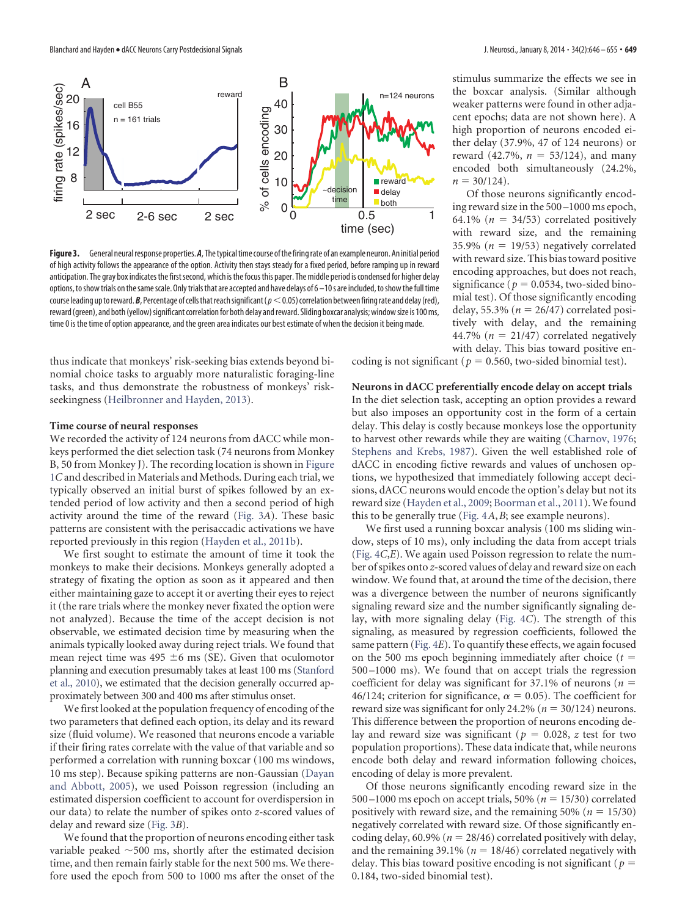**Figure 3.** General neural response properties. ***A***, The typical time course of the firing rate of an example neuron. An initial period of high activity follows the appearance of the option. Activity then stays steady for a fixed period, before ramping up in reward anticipation. The gray box indicates the first second, which is the focus this paper. The middle period is condensed for higher delay options, to show trials on the same scale. Only trials that are accepted and have delays of 6–10 s are included, to show the full time course leading up to reward. ***B***, Percentage of cells that reach significant ($p < 0.05$) correlation between firing rate and delay (red), reward (green), and both (yellow) significant correlation for both delay and reward. Sliding boxcar analysis; window size is 100 ms, time 0 is the time of option appearance, and the green area indicates our best estimate of when the decision it being made.

thus indicate that monkeys' risk-seeking bias extends beyond binomial choice tasks to arguably more naturalistic foraging-line tasks, and thus demonstrate the robustness of monkeys' risk-seekingness (Heilbronner and Hayden, 2013).

### Time course of neural responses

We recorded the activity of 124 neurons from dACC while monkeys performed the diet selection task (74 neurons from Monkey B, 50 from Monkey J). The recording location is shown in Figure 1C and described in Materials and Methods. During each trial, we typically observed an initial burst of spikes followed by an extended period of low activity and then a second period of high activity around the time of the reward (Fig. 3A). These basic patterns are consistent with the perisaccadic activations we have reported previously in this region (Hayden et al., 2011b).

We first sought to estimate the amount of time it took the monkeys to make their decisions. Monkeys generally adopted a strategy of fixating the option as soon as it appeared and then either maintaining gaze to accept it or averting their eyes to reject it (the rare trials where the monkey never fixated the option were not analyzed). Because the time of the accept decision is not observable, we estimated decision time by measuring when the animals typically looked away during reject trials. We found that mean reject time was 495 ±6 ms (SE). Given that oculomotor planning and execution presumably takes at least 100 ms (Stanford et al., 2010), we estimated that the decision generally occurred approximately between 300 and 400 ms after stimulus onset.

We first looked at the population frequency of encoding of the two parameters that defined each option, its delay and its reward size (fluid volume). We reasoned that neurons encode a variable if their firing rates correlate with the value of that variable and so performed a correlation with running boxcar (100 ms windows, 10 ms step). Because spiking patterns are non-Gaussian (Dayan and Abbott, 2005), we used Poisson regression (including an estimated dispersion coefficient to account for overdispersion in our data) to relate the number of spikes onto *z*-scored values of delay and reward size (Fig. 3B).

We found that the proportion of neurons encoding either task variable peaked ~500 ms, shortly after the estimated decision time, and then remain fairly stable for the next 500 ms. We therefore used the epoch from 500 to 1000 ms after the onset of the stimulus summarize the effects we see in the boxcar analysis. (Similar although weaker patterns were found in other adjacent epochs; data are not shown here). A high proportion of neurons encoded either delay (37.9%, 47 of 124 neurons) or reward (42.7%, $n = 53/124$), and many encoded both simultaneously (24.2%, $n = 30/124$).

Of those neurons significantly encoding reward size in the 500–1000 ms epoch, 64.1% ($n = 34/53$) correlated positively with reward size, and the remaining 35.9% ($n = 19/53$) negatively correlated with reward size. This bias toward positive encoding approaches, but does not reach, significance ($p = 0.0534$, two-sided binomial test). Of those significantly encoding delay, 55.3% ($n = 26/47$) correlated positively with delay, and the remaining 44.7% ($n = 21/47$) correlated negatively with delay. This bias toward positive encoding is not significant ($p = 0.560$, two-sided binomial test).

### Neurons in dACC preferentially encode delay on accept trials

In the diet selection task, accepting an option provides a reward but also imposes an opportunity cost in the form of a certain delay. This delay is costly because monkeys lose the opportunity to harvest other rewards while they are waiting (Charnov, 1976; Stephens and Krebs, 1987). Given the well established role of dACC in encoding fictive rewards and values of unchosen options, we hypothesized that immediately following accept decisions, dACC neurons would encode the option's delay but not its reward size (Hayden et al., 2009; Boorman et al., 2011). We found this to be generally true (Fig. 4A,B; see example neurons).

We first used a running boxcar analysis (100 ms sliding window, steps of 10 ms), only including the data from accept trials (Fig. 4C,E). We again used Poisson regression to relate the number of spikes onto *z*-scored values of delay and reward size on each window. We found that, at around the time of the decision, there was a divergence between the number of neurons significantly signaling reward size and the number significantly signaling delay, with more signaling delay (Fig. 4C). The strength of this signaling, as measured by regression coefficients, followed the same pattern (Fig. 4E). To quantify these effects, we again focused on the 500 ms epoch beginning immediately after choice ($t =$ 500–1000 ms). We found that on accept trials the regression coefficient for delay was significant for 37.1% of neurons ($n = 46/124$; criterion for significance, $\alpha = 0.05$). The coefficient for reward size was significant for only 24.2% ($n = 30/124$) neurons. This difference between the proportion of neurons encoding delay and reward size was significant ($p = 0.028$, *z* test for two population proportions). These data indicate that, while neurons encode both delay and reward information following choices, encoding of delay is more prevalent.

Of those neurons significantly encoding reward size in the 500–1000 ms epoch on accept trials, 50% ($n = 15/30$) correlated positively with reward size, and the remaining 50% ($n = 15/30$) negatively correlated with reward size. Of those significantly encoding delay, 60.9% ($n = 28/46$) correlated positively with delay, and the remaining 39.1% ($n = 18/46$) correlated negatively with delay. This bias toward positive encoding is not significant ($p =$ 0.184, two-sided binomial test).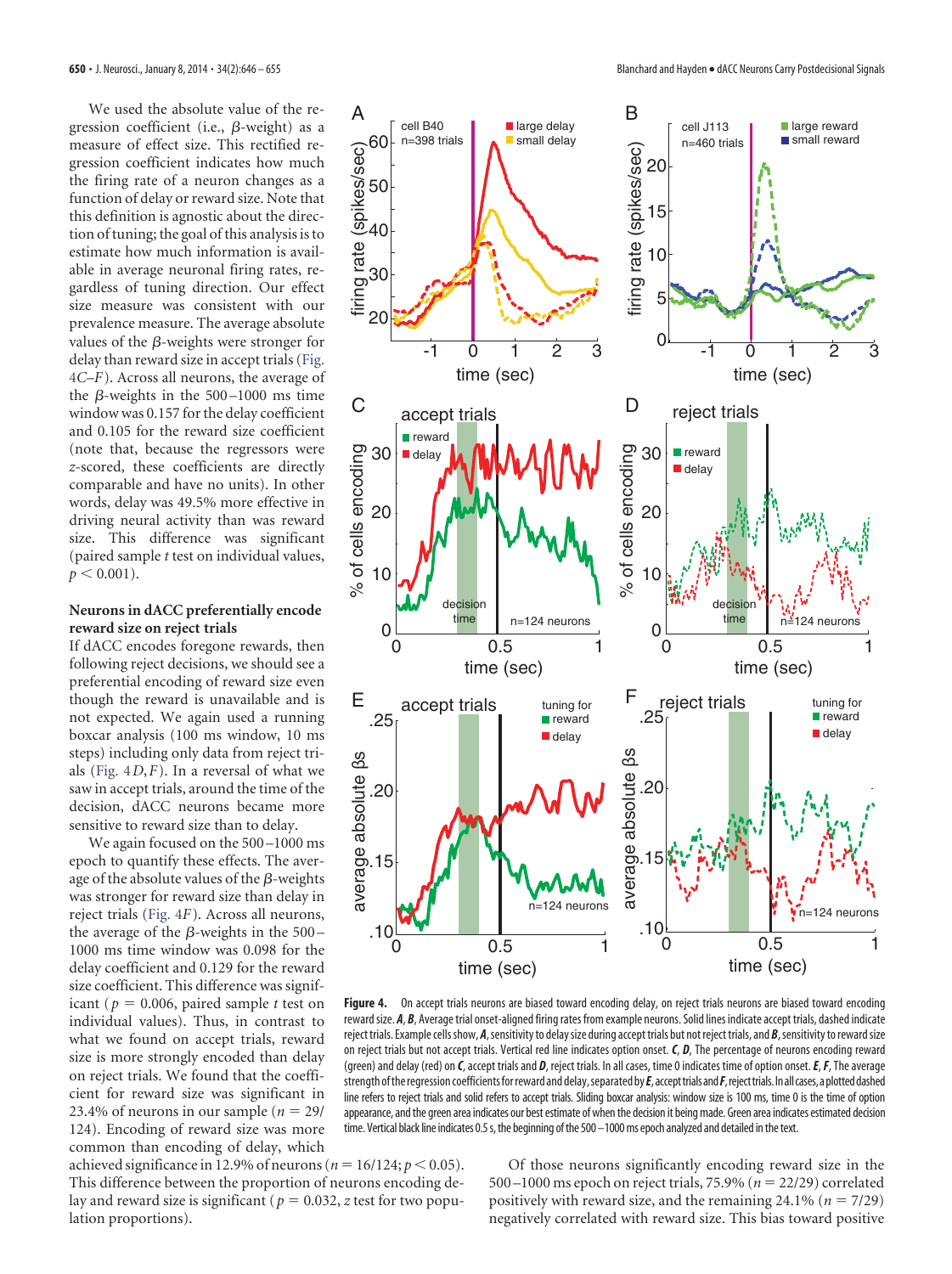We used the absolute value of the regression coefficient (i.e., $\beta$-weight) as a measure of effect size. This rectified regression coefficient indicates how much the firing rate of a neuron changes as a function of delay or reward size. Note that this definition is agnostic about the direction of tuning; the goal of this analysis is to estimate how much information is available in average neuronal firing rates, regardless of tuning direction. Our effect size measure was consistent with our prevalence measure. The average absolute values of the $\beta$-weights were stronger for delay than reward size in accept trials (Fig. 4*C–F*). Across all neurons, the average of the $\beta$-weights in the 500–1000 ms time window was 0.157 for the delay coefficient and 0.105 for the reward size coefficient (note that, because the regressors were *z*-scored, these coefficients are directly comparable and have no units). In other words, delay was 49.5% more effective in driving neural activity than was reward size. This difference was significant (paired sample *t* test on individual values, $p < 0.001$).

### Neurons in dACC preferentially encode reward size on reject trials

If dACC encodes foregone rewards, then following reject decisions, we should see a preferential encoding of reward size even though the reward is unavailable and is not expected. We again used a running boxcar analysis (100 ms window, 10 ms steps) including only data from reject trials (Fig. 4*D*,*F*). In a reversal of what we saw in accept trials, around the time of the decision, dACC neurons became more sensitive to reward size than to delay.

We again focused on the 500–1000 ms epoch to quantify these effects. The average of the absolute values of the $\beta$-weights was stronger for reward size than delay in reject trials (Fig. 4*F*). Across all neurons, the average of the $\beta$-weights in the 500–1000 ms time window was 0.098 for the delay coefficient and 0.129 for the reward size coefficient. This difference was significant ($p = 0.006$, paired sample *t* test on individual values). Thus, in contrast to what we found on accept trials, reward size is more strongly encoded than delay on reject trials. We found that the coefficient for reward size was significant in 23.4% of neurons in our sample ($n = 29/124$). Encoding of reward size was more common than encoding of delay, which achieved significance in 12.9% of neurons ($n = 16/124$; $p < 0.05$). This difference between the proportion of neurons encoding delay and reward size is significant ($p = 0.032$, *z* test for two population proportions).

**Figure 4.** On accept trials neurons are biased toward encoding delay, on reject trials neurons are biased toward encoding reward size. ***A***, ***B***, Average trial onset-aligned firing rates from example neurons. Solid lines indicate accept trials, dashed indicate reject trials. Example cells show, ***A***, sensitivity to delay size during accept trials but not reject trials, and ***B***, sensitivity to reward size on reject trials but not accept trials. Vertical red line indicates option onset. ***C***, ***D***, The percentage of neurons encoding reward (green) and delay (red) on ***C***, accept trials and ***D***, reject trials. In all cases, time 0 indicates time of option onset. ***E***, ***F***, The average strength of the regression coefficients for reward and delay, separated by ***E***, accept trials and ***F***, reject trials. In all cases, a plotted dashed line refers to reject trials and solid refers to accept trials. Sliding boxcar analysis: window size is 100 ms, time 0 is the time of option appearance, and the green area indicates our best estimate of when the decision it being made. Green area indicates estimated decision time. Vertical black line indicates 0.5 s, the beginning of the 500–1000 ms epoch analyzed and detailed in the text.

Of those neurons significantly encoding reward size in the 500–1000 ms epoch on reject trials, 75.9% ($n = 22/29$) correlated positively with reward size, and the remaining 24.1% ($n = 7/29$) negatively correlated with reward size. This bias toward positive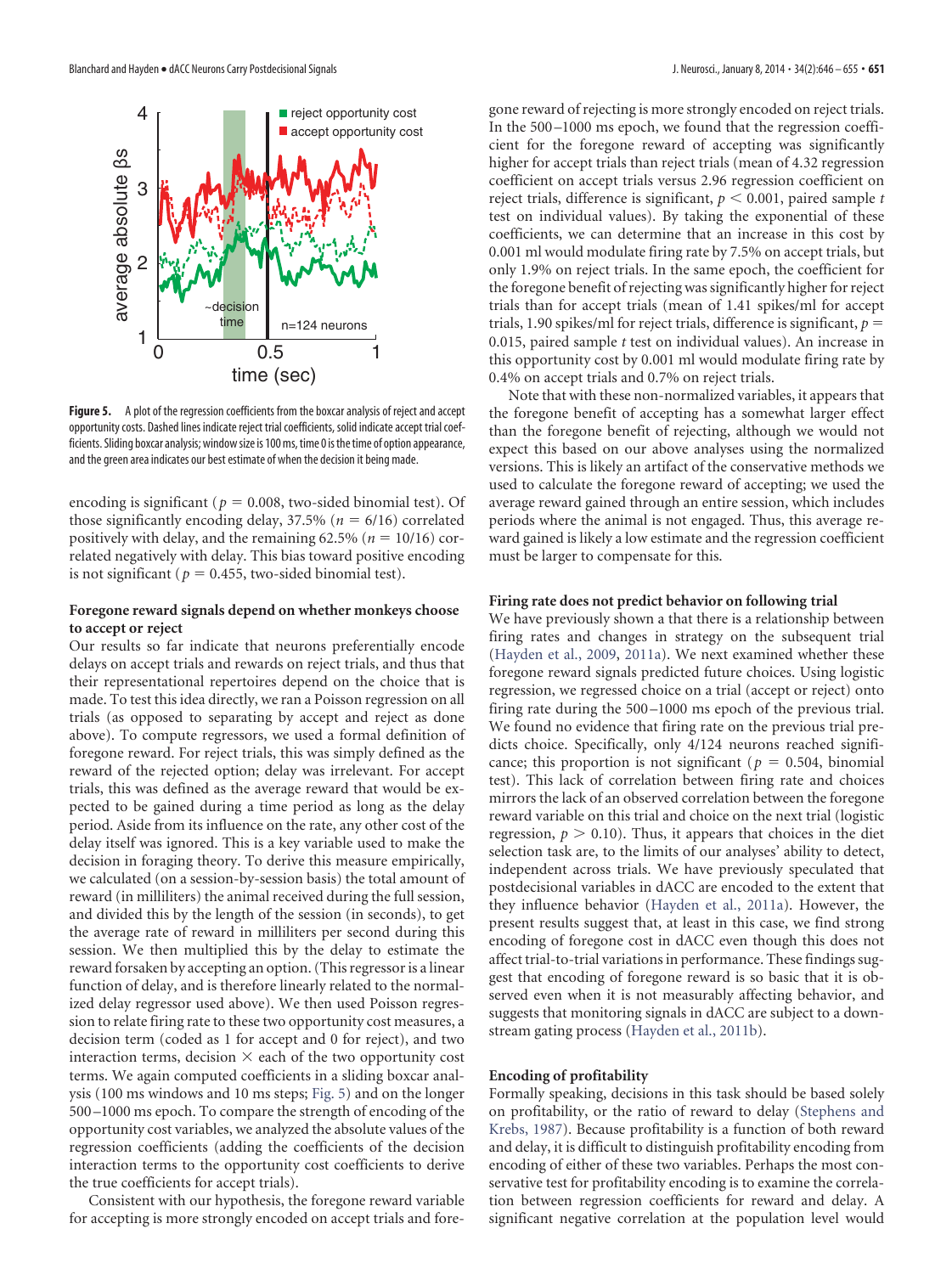**Figure 5.** A plot of the regression coefficients from the boxcar analysis of reject and accept opportunity costs. Dashed lines indicate reject trial coefficients, solid indicate accept trial coefficients. Sliding boxcar analysis; window size is 100 ms, time 0 is the time of option appearance, and the green area indicates our best estimate of when the decision it being made.

encoding is significant ($p = 0.008$, two-sided binomial test). Of those significantly encoding delay, 37.5% ($n = 6/16$) correlated positively with delay, and the remaining 62.5% ($n = 10/16$) correlated negatively with delay. This bias toward positive encoding is not significant ($p = 0.455$, two-sided binomial test).

### Foregone reward signals depend on whether monkeys choose to accept or reject

Our results so far indicate that neurons preferentially encode delays on accept trials and rewards on reject trials, and thus that their representational repertoires depend on the choice that is made. To test this idea directly, we ran a Poisson regression on all trials (as opposed to separating by accept and reject as done above). To compute regressors, we used a formal definition of foregone reward. For reject trials, this was simply defined as the reward of the rejected option; delay was irrelevant. For accept trials, this was defined as the average reward that would be expected to be gained during a time period as long as the delay period. Aside from its influence on the rate, any other cost of the delay itself was ignored. This is a key variable used to make the decision in foraging theory. To derive this measure empirically, we calculated (on a session-by-session basis) the total amount of reward (in milliliters) the animal received during the full session, and divided this by the length of the session (in seconds), to get the average rate of reward in milliliters per second during this session. We then multiplied this by the delay to estimate the reward forsaken by accepting an option. (This regressor is a linear function of delay, and is therefore linearly related to the normalized delay regressor used above). We then used Poisson regression to relate firing rate to these two opportunity cost measures, a decision term (coded as 1 for accept and 0 for reject), and two interaction terms, decision × each of the two opportunity cost terms. We again computed coefficients in a sliding boxcar analysis (100 ms windows and 10 ms steps; Fig. 5) and on the longer 500–1000 ms epoch. To compare the strength of encoding of the opportunity cost variables, we analyzed the absolute values of the regression coefficients (adding the coefficients of the decision interaction terms to the opportunity cost coefficients to derive the true coefficients for accept trials).

Consistent with our hypothesis, the foregone reward variable for accepting is more strongly encoded on accept trials and foregone reward of rejecting is more strongly encoded on reject trials. In the 500–1000 ms epoch, we found that the regression coefficient for the foregone reward of accepting was significantly higher for accept trials than reject trials (mean of 4.32 regression coefficient on accept trials versus 2.96 regression coefficient on reject trials, difference is significant, $p < 0.001$, paired sample $t$ test on individual values). By taking the exponential of these coefficients, we can determine that an increase in this cost by 0.001 ml would modulate firing rate by 7.5% on accept trials, but only 1.9% on reject trials. In the same epoch, the coefficient for the foregone benefit of rejecting was significantly higher for reject trials than for accept trials (mean of 1.41 spikes/ml for accept trials, 1.90 spikes/ml for reject trials, difference is significant, $p = 0.015$, paired sample $t$ test on individual values). An increase in this opportunity cost by 0.001 ml would modulate firing rate by 0.4% on accept trials and 0.7% on reject trials.

Note that with these non-normalized variables, it appears that the foregone benefit of accepting has a somewhat larger effect than the foregone benefit of rejecting, although we would not expect this based on our above analyses using the normalized versions. This is likely an artifact of the conservative methods we used to calculate the foregone reward of accepting; we used the average reward gained through an entire session, which includes periods where the animal is not engaged. Thus, this average reward gained is likely a low estimate and the regression coefficient must be larger to compensate for this.

### Firing rate does not predict behavior on following trial

We have previously shown a that there is a relationship between firing rates and changes in strategy on the subsequent trial (Hayden et al., 2009, 2011a). We next examined whether these foregone reward signals predicted future choices. Using logistic regression, we regressed choice on a trial (accept or reject) onto firing rate during the 500–1000 ms epoch of the previous trial. We found no evidence that firing rate on the previous trial predicts choice. Specifically, only 4/124 neurons reached significance; this proportion is not significant ($p = 0.504$, binomial test). This lack of correlation between firing rate and choices mirrors the lack of an observed correlation between the foregone reward variable on this trial and choice on the next trial (logistic regression, $p > 0.10$). Thus, it appears that choices in the diet selection task are, to the limits of our analyses' ability to detect, independent across trials. We have previously speculated that postdecisional variables in dACC are encoded to the extent that they influence behavior (Hayden et al., 2011a). However, the present results suggest that, at least in this case, we find strong encoding of foregone cost in dACC even though this does not affect trial-to-trial variations in performance. These findings suggest that encoding of foregone reward is so basic that it is observed even when it is not measurably affecting behavior, and suggests that monitoring signals in dACC are subject to a downstream gating process (Hayden et al., 2011b).

### Encoding of profitability

Formally speaking, decisions in this task should be based solely on profitability, or the ratio of reward to delay (Stephens and Krebs, 1987). Because profitability is a function of both reward and delay, it is difficult to distinguish profitability encoding from encoding of either of these two variables. Perhaps the most conservative test for profitability encoding is to examine the correlation between regression coefficients for reward and delay. A significant negative correlation at the population level would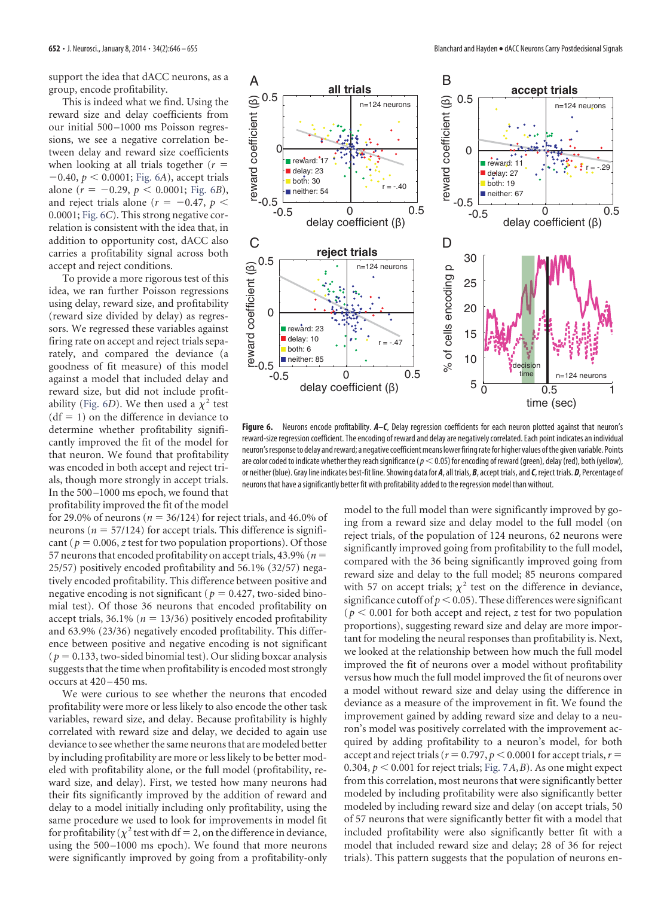support the idea that dACC neurons, as a group, encode profitability.

This is indeed what we find. Using the reward size and delay coefficients from our initial 500–1000 ms Poisson regressions, we see a negative correlation between delay and reward size coefficients when looking at all trials together ($r = -0.40$, $p < 0.0001$; Fig. 6A), accept trials alone ($r = -0.29$, $p < 0.0001$; Fig. 6B), and reject trials alone ($r = -0.47$, $p < 0.0001$; Fig. 6C). This strong negative correlation is consistent with the idea that, in addition to opportunity cost, dACC also carries a profitability signal across both accept and reject conditions.

To provide a more rigorous test of this idea, we ran further Poisson regressions using delay, reward size, and profitability (reward size divided by delay) as regressors. We regressed these variables against firing rate on accept and reject trials separately, and compared the deviance (a goodness of fit measure) of this model against a model that included delay and reward size, but did not include profitability (Fig. 6D). We then used a $\chi^2$ test (df = 1) on the difference in deviance to determine whether profitability significantly improved the fit of the model for that neuron. We found that profitability was encoded in both accept and reject trials, though more strongly in accept trials. In the 500–1000 ms epoch, we found that profitability improved the fit of the model for 29.0% of neurons ($n = 36/124$) for reject trials, and 46.0% of neurons ($n = 57/124$) for accept trials. This difference is significant ($p = 0.006$, $z$ test for two population proportions). Of those 57 neurons that encoded profitability on accept trials, 43.9% ($n = 25/57$) positively encoded profitability and 56.1% (32/57) negatively encoded profitability. This difference between positive and negative encoding is not significant ($p = 0.427$, two-sided binomial test). Of those 36 neurons that encoded profitability on accept trials, 36.1% ($n = 13/36$) positively encoded profitability and 63.9% (23/36) negatively encoded profitability. This difference between positive and negative encoding is not significant ($p = 0.133$, two-sided binomial test). Our sliding boxcar analysis suggests that the time when profitability is encoded most strongly occurs at 420–450 ms.

We were curious to see whether the neurons that encoded profitability were more or less likely to also encode the other task variables, reward size, and delay. Because profitability is highly correlated with reward size and delay, we decided to again use deviance to see whether the same neurons that are modeled better by including profitability are more or less likely to be better modeled with profitability alone, or the full model (profitability, reward size, and delay). First, we tested how many neurons had their fits significantly improved by the addition of reward and delay to a model initially including only profitability, using the same procedure we used to look for improvements in model fit for profitability ($\chi^2$ test with df = 2, on the difference in deviance, using the 500–1000 ms epoch). We found that more neurons were significantly improved by going from a profitability-only model to the full model than were significantly improved by going from a reward size and delay model to the full model (on reject trials, of the population of 124 neurons, 62 neurons were significantly improved going from profitability to the full model, compared with the 36 being significantly improved going from reward size and delay to the full model; 85 neurons compared with 57 on accept trials; $\chi^2$ test on the difference in deviance, significance cutoff of $p < 0.05$). These differences were significant ($p < 0.001$ for both accept and reject, $z$ test for two population proportions), suggesting reward size and delay are more important for modeling the neural responses than profitability is. Next, we looked at the relationship between how much the full model improved the fit of neurons over a model without profitability versus how much the full model improved the fit of neurons over a model without reward size and delay using the difference in deviance as a measure of the improvement in fit. We found the improvement gained by adding reward size and delay to a neuron's model was positively correlated with the improvement acquired by adding profitability to a neuron's model, for both accept and reject trials ($r = 0.797$, $p < 0.0001$ for accept trials, $r = 0.304$, $p < 0.001$ for reject trials; Fig. 7A,B). As one might expect from this correlation, most neurons that were significantly better modeled by including profitability were also significantly better modeled by including reward size and delay (on accept trials, 50 of 57 neurons that were significantly better fit with a model that included profitability were also significantly better fit with a model that included reward size and delay; 28 of 36 for reject trials). This pattern suggests that the population of neurons en-

**Figure 6.** Neurons encode profitability. ***A–C***, Delay regression coefficients for each neuron plotted against that neuron's reward-size regression coefficient. The encoding of reward and delay are negatively correlated. Each point indicates an individual neuron's response to delay and reward; a negative coefficient means lower firing rate for higher values of the given variable. Points are color coded to indicate whether they reach significance ($p < 0.05$) for encoding of reward (green), delay (red), both (yellow), or neither (blue). Gray line indicates best-fit line. Showing data for ***A***, all trials, ***B***, accept trials, and ***C***, reject trials. ***D***, Percentage of neurons that have a significantly better fit with profitability added to the regression model than without.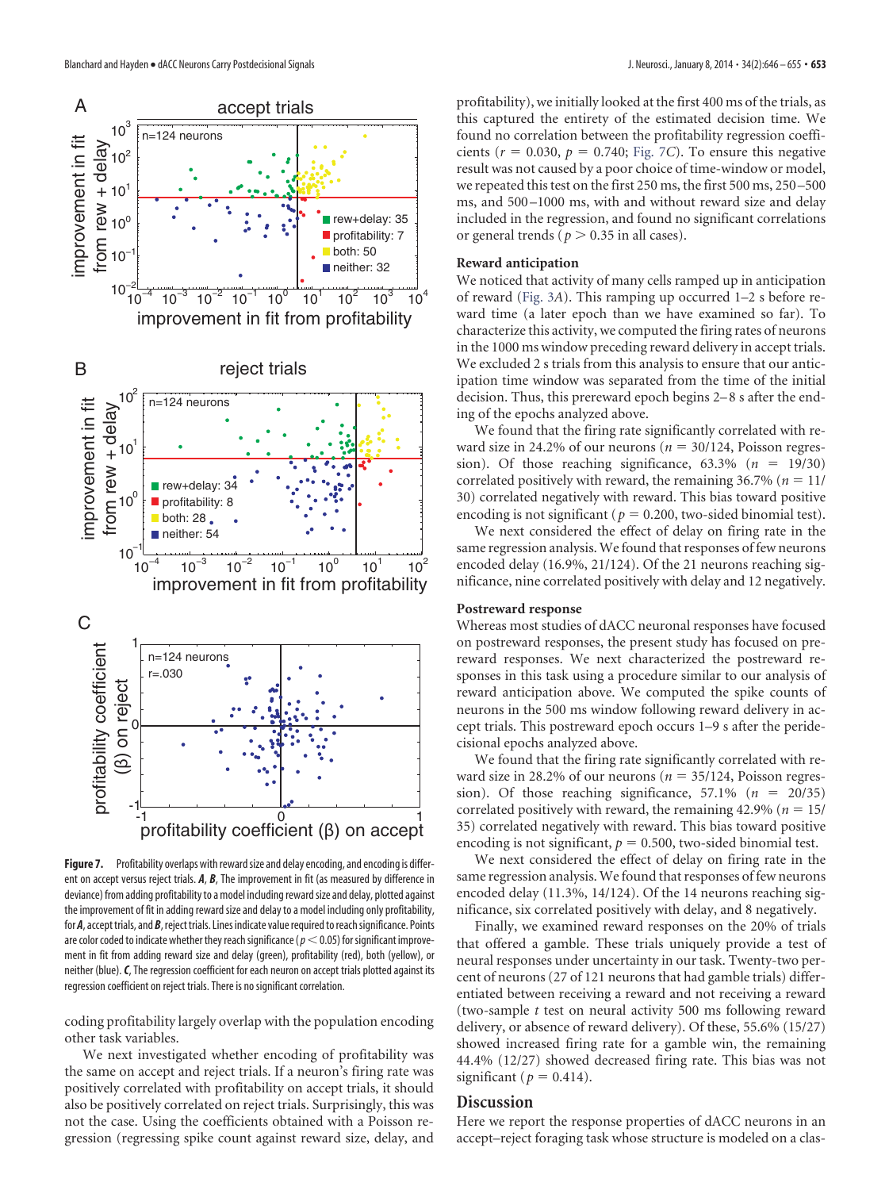Figure 7. Profitability overlaps with reward size and delay encoding, and encoding is different on accept versus reject trials. ***A***, ***B***, The improvement in fit (as measured by difference in deviance) from adding profitability to a model including reward size and delay, plotted against the improvement of fit in adding reward size and delay to a model including only profitability, for ***A***, accept trials, and ***B***, reject trials. Lines indicate value required to reach significance. Points are color coded to indicate whether they reach significance ($p < 0.05$) for significant improvement in fit from adding reward size and delay (green), profitability (red), both (yellow), or neither (blue). ***C***, The regression coefficient for each neuron on accept trials plotted against its regression coefficient on reject trials. There is no significant correlation.

coding profitability largely overlap with the population encoding other task variables.

We next investigated whether encoding of profitability was the same on accept and reject trials. If a neuron's firing rate was positively correlated with profitability on accept trials, it should also be positively correlated on reject trials. Surprisingly, this was not the case. Using the coefficients obtained with a Poisson regression (regressing spike count against reward size, delay, and profitability), we initially looked at the first 400 ms of the trials, as this captured the entirety of the estimated decision time. We found no correlation between the profitability regression coefficients ($r = 0.030$, $p = 0.740$; Fig. 7*C*). To ensure this negative result was not caused by a poor choice of time-window or model, we repeated this test on the first 250 ms, the first 500 ms, 250–500 ms, and 500–1000 ms, with and without reward size and delay included in the regression, and found no significant correlations or general trends ($p > 0.35$ in all cases).

### Reward anticipation

We noticed that activity of many cells ramped up in anticipation of reward (Fig. 3*A*). This ramping up occurred 1–2 s before reward time (a later epoch than we have examined so far). To characterize this activity, we computed the firing rates of neurons in the 1000 ms window preceding reward delivery in accept trials. We excluded 2 s trials from this analysis to ensure that our anticipation time window was separated from the time of the initial decision. Thus, this prereward epoch begins 2–8 s after the ending of the epochs analyzed above.

We found that the firing rate significantly correlated with reward size in 24.2% of our neurons ($n = 30/124$, Poisson regression). Of those reaching significance, 63.3% ($n = 19/30$) correlated positively with reward, the remaining 36.7% ($n = 11/30$) correlated negatively with reward. This bias toward positive encoding is not significant ($p = 0.200$, two-sided binomial test).

We next considered the effect of delay on firing rate in the same regression analysis. We found that responses of few neurons encoded delay (16.9%, 21/124). Of the 21 neurons reaching significance, nine correlated positively with delay and 12 negatively.

### Postreward response

Whereas most studies of dACC neuronal responses have focused on postreward responses, the present study has focused on prereward responses. We next characterized the postreward responses in this task using a procedure similar to our analysis of reward anticipation above. We computed the spike counts of neurons in the 500 ms window following reward delivery in accept trials. This postreward epoch occurs 1–9 s after the peridecisional epochs analyzed above.

We found that the firing rate significantly correlated with reward size in 28.2% of our neurons ($n = 35/124$, Poisson regression). Of those reaching significance, 57.1% ($n = 20/35$) correlated positively with reward, the remaining 42.9% ($n = 15/35$) correlated negatively with reward. This bias toward positive encoding is not significant, $p = 0.500$, two-sided binomial test.

We next considered the effect of delay on firing rate in the same regression analysis. We found that responses of few neurons encoded delay (11.3%, 14/124). Of the 14 neurons reaching significance, six correlated positively with delay, and 8 negatively.

Finally, we examined reward responses on the 20% of trials that offered a gamble. These trials uniquely provide a test of neural responses under uncertainty in our task. Twenty-two percent of neurons (27 of 121 neurons that had gamble trials) differentiated between receiving a reward and not receiving a reward (two-sample $t$ test on neural activity 500 ms following reward delivery, or absence of reward delivery). Of these, 55.6% (15/27) showed increased firing rate for a gamble win, the remaining 44.4% (12/27) showed decreased firing rate. This bias was not significant ($p = 0.414$).

## Discussion

Here we report the response properties of dACC neurons in an accept–reject foraging task whose structure is modeled on a clas-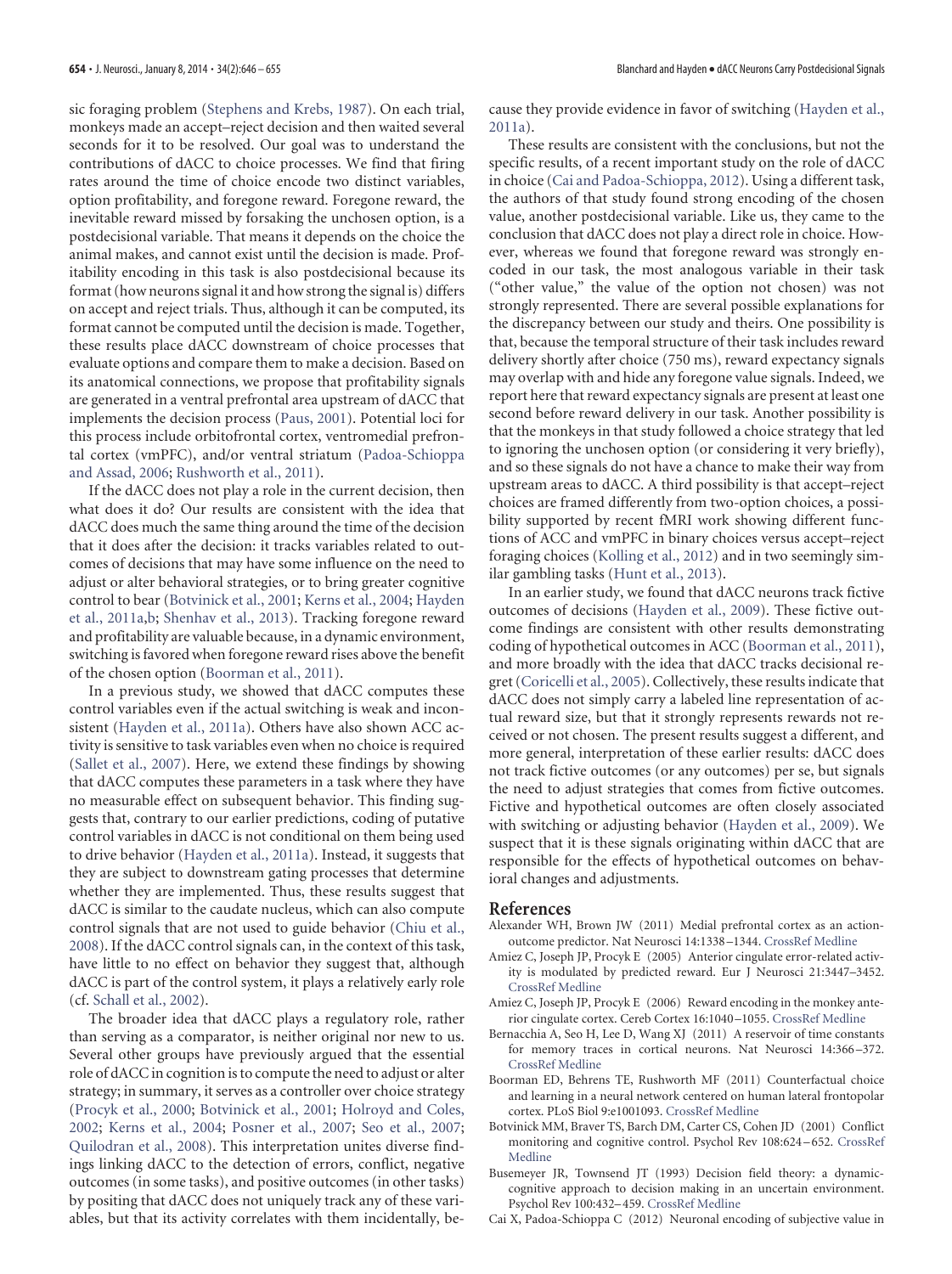sic foraging problem (Stephens and Krebs, 1987). On each trial, monkeys made an accept–reject decision and then waited several seconds for it to be resolved. Our goal was to understand the contributions of dACC to choice processes. We find that firing rates around the time of choice encode two distinct variables, option profitability, and foregone reward. Foregone reward, the inevitable reward missed by forsaking the unchosen option, is a postdecisional variable. That means it depends on the choice the animal makes, and cannot exist until the decision is made. Profitability encoding in this task is also postdecisional because its format (how neurons signal it and how strong the signal is) differs on accept and reject trials. Thus, although it can be computed, its format cannot be computed until the decision is made. Together, these results place dACC downstream of choice processes that evaluate options and compare them to make a decision. Based on its anatomical connections, we propose that profitability signals are generated in a ventral prefrontal area upstream of dACC that implements the decision process (Paus, 2001). Potential loci for this process include orbitofrontal cortex, ventromedial prefrontal cortex (vmPFC), and/or ventral striatum (Padoa-Schioppa and Assad, 2006; Rushworth et al., 2011).

If the dACC does not play a role in the current decision, then what does it do? Our results are consistent with the idea that dACC does much the same thing around the time of the decision that it does after the decision: it tracks variables related to outcomes of decisions that may have some influence on the need to adjust or alter behavioral strategies, or to bring greater cognitive control to bear (Botvinick et al., 2001; Kerns et al., 2004; Hayden et al., 2011a,b; Shenhav et al., 2013). Tracking foregone reward and profitability are valuable because, in a dynamic environment, switching is favored when foregone reward rises above the benefit of the chosen option (Boorman et al., 2011).

In a previous study, we showed that dACC computes these control variables even if the actual switching is weak and inconsistent (Hayden et al., 2011a). Others have also shown ACC activity is sensitive to task variables even when no choice is required (Sallet et al., 2007). Here, we extend these findings by showing that dACC computes these parameters in a task where they have no measurable effect on subsequent behavior. This finding suggests that, contrary to our earlier predictions, coding of putative control variables in dACC is not conditional on them being used to drive behavior (Hayden et al., 2011a). Instead, it suggests that they are subject to downstream gating processes that determine whether they are implemented. Thus, these results suggest that dACC is similar to the caudate nucleus, which can also compute control signals that are not used to guide behavior (Chiu et al., 2008). If the dACC control signals can, in the context of this task, have little to no effect on behavior they suggest that, although dACC is part of the control system, it plays a relatively early role (cf. Schall et al., 2002).

The broader idea that dACC plays a regulatory role, rather than serving as a comparator, is neither original nor new to us. Several other groups have previously argued that the essential role of dACC in cognition is to compute the need to adjust or alter strategy; in summary, it serves as a controller over choice strategy (Procyk et al., 2000; Botvinick et al., 2001; Holroyd and Coles, 2002; Kerns et al., 2004; Posner et al., 2007; Seo et al., 2007; Quilodran et al., 2008). This interpretation unites diverse findings linking dACC to the detection of errors, conflict, negative outcomes (in some tasks), and positive outcomes (in other tasks) by positing that dACC does not uniquely track any of these variables, but that its activity correlates with them incidentally, because they provide evidence in favor of switching (Hayden et al., 2011a).

These results are consistent with the conclusions, but not the specific results, of a recent important study on the role of dACC in choice (Cai and Padoa-Schioppa, 2012). Using a different task, the authors of that study found strong encoding of the chosen value, another postdecisional variable. Like us, they came to the conclusion that dACC does not play a direct role in choice. However, whereas we found that foregone reward was strongly encoded in our task, the most analogous variable in their task ("other value," the value of the option not chosen) was not strongly represented. There are several possible explanations for the discrepancy between our study and theirs. One possibility is that, because the temporal structure of their task includes reward delivery shortly after choice (750 ms), reward expectancy signals may overlap with and hide any foregone value signals. Indeed, we report here that reward expectancy signals are present at least one second before reward delivery in our task. Another possibility is that the monkeys in that study followed a choice strategy that led to ignoring the unchosen option (or considering it very briefly), and so these signals do not have a chance to make their way from upstream areas to dACC. A third possibility is that accept–reject choices are framed differently from two-option choices, a possibility supported by recent fMRI work showing different functions of ACC and vmPFC in binary choices versus accept–reject foraging choices (Kolling et al., 2012) and in two seemingly similar gambling tasks (Hunt et al., 2013).

In an earlier study, we found that dACC neurons track fictive outcomes of decisions (Hayden et al., 2009). These fictive outcome findings are consistent with other results demonstrating coding of hypothetical outcomes in ACC (Boorman et al., 2011), and more broadly with the idea that dACC tracks decisional regret (Coricelli et al., 2005). Collectively, these results indicate that dACC does not simply carry a labeled line representation of actual reward size, but that it strongly represents rewards not received or not chosen. The present results suggest a different, and more general, interpretation of these earlier results: dACC does not track fictive outcomes (or any outcomes) per se, but signals the need to adjust strategies that comes from fictive outcomes. Fictive and hypothetical outcomes are often closely associated with switching or adjusting behavior (Hayden et al., 2009). We suspect that it is these signals originating within dACC that are responsible for the effects of hypothetical outcomes on behavioral changes and adjustments.

## References

Alexander WH, Brown JW (2011) Medial prefrontal cortex as an action-outcome predictor. Nat Neurosci 14:1338–1344. CrossRef Medline

Amiez C, Joseph JP, Procyk E (2005) Anterior cingulate error-related activity is modulated by predicted reward. Eur J Neurosci 21:3447–3452. CrossRef Medline

Amiez C, Joseph JP, Procyk E (2006) Reward encoding in the monkey anterior cingulate cortex. Cereb Cortex 16:1040–1055. CrossRef Medline

Bernacchia A, Seo H, Lee D, Wang XJ (2011) A reservoir of time constants for memory traces in cortical neurons. Nat Neurosci 14:366–372. CrossRef Medline

Boorman ED, Behrens TE, Rushworth MF (2011) Counterfactual choice and learning in a neural network centered on human lateral frontopolar cortex. PLoS Biol 9:e1001093. CrossRef Medline

Botvinick MM, Braver TS, Barch DM, Carter CS, Cohen JD (2001) Conflict monitoring and cognitive control. Psychol Rev 108:624–652. CrossRef Medline

Busemeyer JR, Townsend JT (1993) Decision field theory: a dynamic-cognitive approach to decision making in an uncertain environment. Psychol Rev 100:432–459. CrossRef Medline

Cai X, Padoa-Schioppa C (2012) Neuronal encoding of subjective value in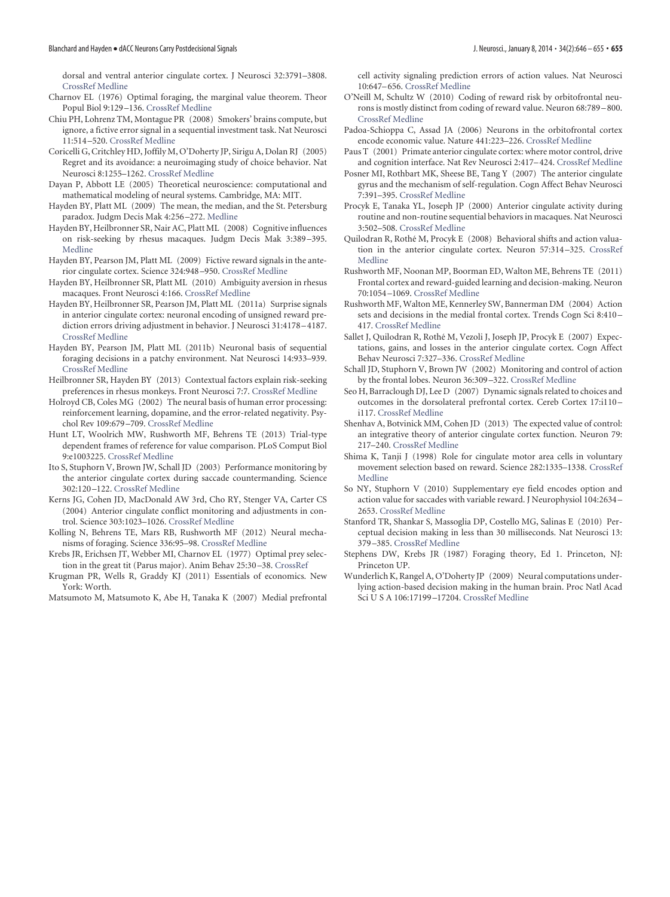dorsal and ventral anterior cingulate cortex. J Neurosci 32:3791–3808. CrossRef Medline

Charnov EL (1976) Optimal foraging, the marginal value theorem. Theor Popul Biol 9:129–136. CrossRef Medline

Chiu PH, Lohrenz TM, Montague PR (2008) Smokers' brains compute, but ignore, a fictive error signal in a sequential investment task. Nat Neurosci 11:514–520. CrossRef Medline

Coricelli G, Critchley HD, Joffily M, O'Doherty JP, Sirigu A, Dolan RJ (2005) Regret and its avoidance: a neuroimaging study of choice behavior. Nat Neurosci 8:1255–1262. CrossRef Medline

Dayan P, Abbott LE (2005) Theoretical neuroscience: computational and mathematical modeling of neural systems. Cambridge, MA: MIT.

Hayden BY, Platt ML (2009) The mean, the median, and the St. Petersburg paradox. Judgm Decis Mak 4:256–272. Medline

Hayden BY, Heilbronner SR, Nair AC, Platt ML (2008) Cognitive influences on risk-seeking by rhesus macaques. Judgm Decis Mak 3:389–395. Medline

Hayden BY, Pearson JM, Platt ML (2009) Fictive reward signals in the anterior cingulate cortex. Science 324:948–950. CrossRef Medline

Hayden BY, Heilbronner SR, Platt ML (2010) Ambiguity aversion in rhesus macaques. Front Neurosci 4:166. CrossRef Medline

Hayden BY, Heilbronner SR, Pearson JM, Platt ML (2011a) Surprise signals in anterior cingulate cortex: neuronal encoding of unsigned reward prediction errors driving adjustment in behavior. J Neurosci 31:4178–4187. CrossRef Medline

Hayden BY, Pearson JM, Platt ML (2011b) Neuronal basis of sequential foraging decisions in a patchy environment. Nat Neurosci 14:933–939. CrossRef Medline

Heilbronner SR, Hayden BY (2013) Contextual factors explain risk-seeking preferences in rhesus monkeys. Front Neurosci 7:7. CrossRef Medline

Holroyd CB, Coles MG (2002) The neural basis of human error processing: reinforcement learning, dopamine, and the error-related negativity. Psychol Rev 109:679–709. CrossRef Medline

Hunt LT, Woolrich MW, Rushworth MF, Behrens TE (2013) Trial-type dependent frames of reference for value comparison. PLoS Comput Biol 9:e1003225. CrossRef Medline

Ito S, Stuphorn V, Brown JW, Schall JD (2003) Performance monitoring by the anterior cingulate cortex during saccade countermanding. Science 302:120–122. CrossRef Medline

Kerns JG, Cohen JD, MacDonald AW 3rd, Cho RY, Stenger VA, Carter CS (2004) Anterior cingulate conflict monitoring and adjustments in control. Science 303:1023–1026. CrossRef Medline

Kolling N, Behrens TE, Mars RB, Rushworth MF (2012) Neural mechanisms of foraging. Science 336:95–98. CrossRef Medline

Krebs JR, Erichsen JT, Webber MI, Charnov EL (1977) Optimal prey selection in the great tit (Parus major). Anim Behav 25:30–38. CrossRef

Krugman PR, Wells R, Graddy KJ (2011) Essentials of economics. New York: Worth.

Matsumoto M, Matsumoto K, Abe H, Tanaka K (2007) Medial prefrontal cell activity signaling prediction errors of action values. Nat Neurosci 10:647–656. CrossRef Medline

O'Neill M, Schultz W (2010) Coding of reward risk by orbitofrontal neurons is mostly distinct from coding of reward value. Neuron 68:789–800. CrossRef Medline

Padoa-Schioppa C, Assad JA (2006) Neurons in the orbitofrontal cortex encode economic value. Nature 441:223–226. CrossRef Medline

Paus T (2001) Primate anterior cingulate cortex: where motor control, drive and cognition interface. Nat Rev Neurosci 2:417–424. CrossRef Medline

Posner MI, Rothbart MK, Sheese BE, Tang Y (2007) The anterior cingulate gyrus and the mechanism of self-regulation. Cogn Affect Behav Neurosci 7:391–395. CrossRef Medline

Procyk E, Tanaka YL, Joseph JP (2000) Anterior cingulate activity during routine and non-routine sequential behaviors in macaques. Nat Neurosci 3:502–508. CrossRef Medline

Quilodran R, Rothé M, Procyk E (2008) Behavioral shifts and action valuation in the anterior cingulate cortex. Neuron 57:314–325. CrossRef Medline

Rushworth MF, Noonan MP, Boorman ED, Walton ME, Behrens TE (2011) Frontal cortex and reward-guided learning and decision-making. Neuron 70:1054–1069. CrossRef Medline

Rushworth MF, Walton ME, Kennerley SW, Bannerman DM (2004) Action sets and decisions in the medial frontal cortex. Trends Cogn Sci 8:410–417. CrossRef Medline

Sallet J, Quilodran R, Rothé M, Vezoli J, Joseph JP, Procyk E (2007) Expectations, gains, and losses in the anterior cingulate cortex. Cogn Affect Behav Neurosci 7:327–336. CrossRef Medline

Schall JD, Stuphorn V, Brown JW (2002) Monitoring and control of action by the frontal lobes. Neuron 36:309–322. CrossRef Medline

Seo H, Barraclough DJ, Lee D (2007) Dynamic signals related to choices and outcomes in the dorsolateral prefrontal cortex. Cereb Cortex 17:i110–i117. CrossRef Medline

Shenhav A, Botvinick MM, Cohen JD (2013) The expected value of control: an integrative theory of anterior cingulate cortex function. Neuron 79:217–240. CrossRef Medline

Shima K, Tanji J (1998) Role for cingulate motor area cells in voluntary movement selection based on reward. Science 282:1335–1338. CrossRef Medline

So NY, Stuphorn V (2010) Supplementary eye field encodes option and action value for saccades with variable reward. J Neurophysiol 104:2634–2653. CrossRef Medline

Stanford TR, Shankar S, Massoglia DP, Costello MG, Salinas E (2010) Perceptual decision making in less than 30 milliseconds. Nat Neurosci 13:379–385. CrossRef Medline

Stephens DW, Krebs JR (1987) Foraging theory, Ed 1. Princeton, NJ: Princeton UP.

Wunderlich K, Rangel A, O'Doherty JP (2009) Neural computations underlying action-based decision making in the human brain. Proc Natl Acad Sci U S A 106:17199–17204. CrossRef Medline